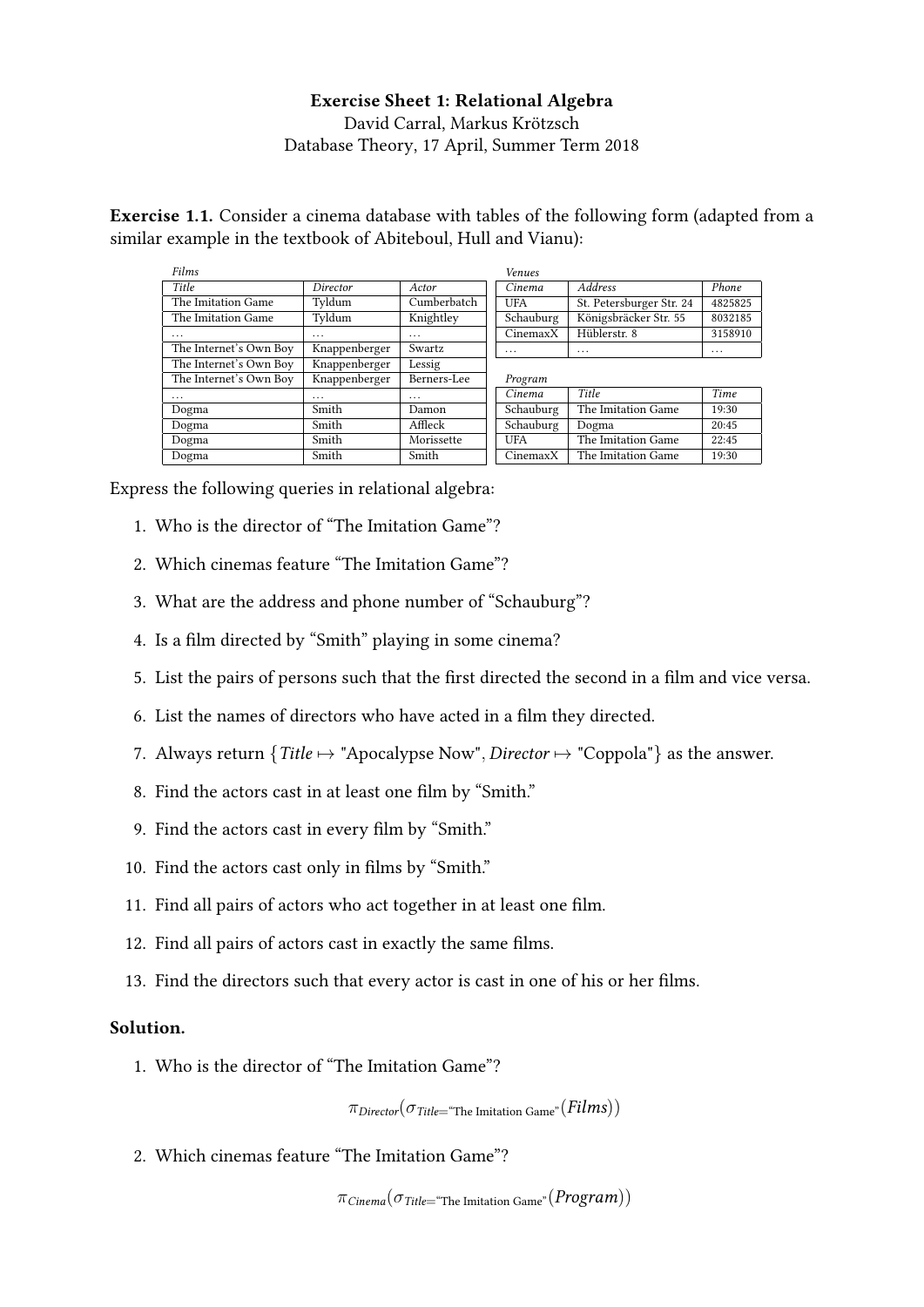**Exercise Sheet 1: Relational Algebra**
David Carral, Markus Krötzsch
Database Theory, 17 April, Summer Term 2018

**Exercise 1.1.** Consider a cinema database with tables of the following form (adapted from a similar example in the textbook of Abiteboul, Hull and Vianu):

*Films*

| *Title* | *Director* | *Actor* |
|---|---|---|
| The Imitation Game | Tyldum | Cumberbatch |
| The Imitation Game | Tyldum | Knightley |
| ... | ... | ... |
| The Internet's Own Boy | Knappenberger | Swartz |
| The Internet's Own Boy | Knappenberger | Lessig |
| The Internet's Own Boy | Knappenberger | Berners-Lee |
| ... | ... | ... |
| Dogma | Smith | Damon |
| Dogma | Smith | Affleck |
| Dogma | Smith | Morissette |
| Dogma | Smith | Smith |

*Venues*

| *Cinema* | *Address* | *Phone* |
|---|---|---|
| UFA | St. Petersburger Str. 24 | 4825825 |
| Schauburg | Königsbräcker Str. 55 | 8032185 |
| CinemaxX | Hüblerstr. 8 | 3158910 |
| ... | ... | ... |

*Program*

| *Cinema* | *Title* | *Time* |
|---|---|---|
| Schauburg | The Imitation Game | 19:30 |
| Schauburg | Dogma | 20:45 |
| UFA | The Imitation Game | 22:45 |
| CinemaxX | The Imitation Game | 19:30 |

Express the following queries in relational algebra:

1. Who is the director of "The Imitation Game"?
2. Which cinemas feature "The Imitation Game"?
3. What are the address and phone number of "Schauburg"?
4. Is a film directed by "Smith" playing in some cinema?
5. List the pairs of persons such that the first directed the second in a film and vice versa.
6. List the names of directors who have acted in a film they directed.
7. Always return $\{Title \mapsto \text{"Apocalypse Now"}, Director \mapsto \text{"Coppola"}\}$ as the answer.
8. Find the actors cast in at least one film by "Smith."
9. Find the actors cast in every film by "Smith."
10. Find the actors cast only in films by "Smith."
11. Find all pairs of actors who act together in at least one film.
12. Find all pairs of actors cast in exactly the same films.
13. Find the directors such that every actor is cast in one of his or her films.

**Solution.**

1. Who is the director of "The Imitation Game"?

$$\pi_{Director}(\sigma_{Title=\text{"The Imitation Game"}}(Films))$$

2. Which cinemas feature "The Imitation Game"?

$$\pi_{Cinema}(\sigma_{Title=\text{"The Imitation Game"}}(Program))$$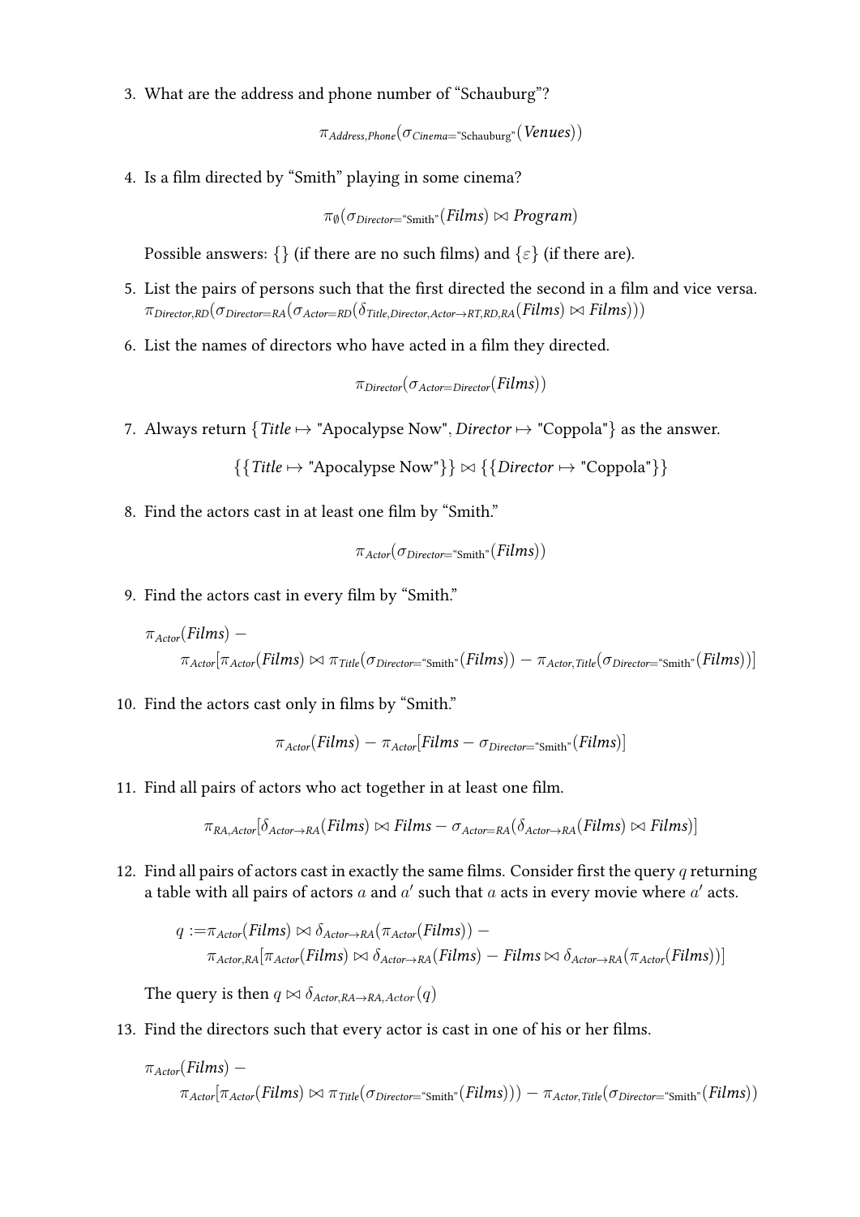3. What are the address and phone number of “Schauburg”?

$$\pi_{Address,Phone}(\sigma_{Cinema=\text{“Schauburg”}}(Venues))$$

4. Is a film directed by “Smith” playing in some cinema?

$$\pi_{\emptyset}(\sigma_{Director=\text{“Smith”}}(Films) \bowtie Program)$$

   Possible answers: $\{\}$ (if there are no such films) and $\{\varepsilon\}$ (if there are).

5. List the pairs of persons such that the first directed the second in a film and vice versa. $\pi_{Director,RD}(\sigma_{Director=RA}(\sigma_{Actor=RD}(\delta_{Title,Director,Actor\to RT,RD,RA}(Films) \bowtie Films)))$

6. List the names of directors who have acted in a film they directed.

$$\pi_{Director}(\sigma_{Actor=Director}(Films))$$

7. Always return $\{Title \mapsto \text{"Apocalypse Now"}, Director \mapsto \text{"Coppola"}\}$ as the answer.

$$\{\{Title \mapsto \text{"Apocalypse Now"}\}\} \bowtie \{\{Director \mapsto \text{"Coppola"}\}\}$$

8. Find the actors cast in at least one film by “Smith.”

$$\pi_{Actor}(\sigma_{Director=\text{“Smith”}}(Films))$$

9. Find the actors cast in every film by “Smith.”

$$\pi_{Actor}(Films) -$$
$$\pi_{Actor}[\pi_{Actor}(Films) \bowtie \pi_{Title}(\sigma_{Director=\text{“Smith”}}(Films)) - \pi_{Actor,Title}(\sigma_{Director=\text{“Smith”}}(Films))]$$

10. Find the actors cast only in films by “Smith.”

$$\pi_{Actor}(Films) - \pi_{Actor}[Films - \sigma_{Director=\text{“Smith”}}(Films)]$$

11. Find all pairs of actors who act together in at least one film.

$$\pi_{RA,Actor}[\delta_{Actor\to RA}(Films) \bowtie Films - \sigma_{Actor=RA}(\delta_{Actor\to RA}(Films) \bowtie Films)]$$

12. Find all pairs of actors cast in exactly the same films. Consider first the query $q$ returning a table with all pairs of actors $a$ and $a'$ such that $a$ acts in every movie where $a'$ acts.

$$q := \pi_{Actor}(Films) \bowtie \delta_{Actor\to RA}(\pi_{Actor}(Films)) -$$
$$\pi_{Actor,RA}[\pi_{Actor}(Films) \bowtie \delta_{Actor\to RA}(Films) - Films \bowtie \delta_{Actor\to RA}(\pi_{Actor}(Films))]$$

   The query is then $q \bowtie \delta_{Actor,RA\to RA,Actor}(q)$

13. Find the directors such that every actor is cast in one of his or her films.

$$\pi_{Actor}(Films) -$$
$$\pi_{Actor}[\pi_{Actor}(Films) \bowtie \pi_{Title}(\sigma_{Director=\text{“Smith”}}(Films))) - \pi_{Actor,Title}(\sigma_{Director=\text{“Smith”}}(Films))$$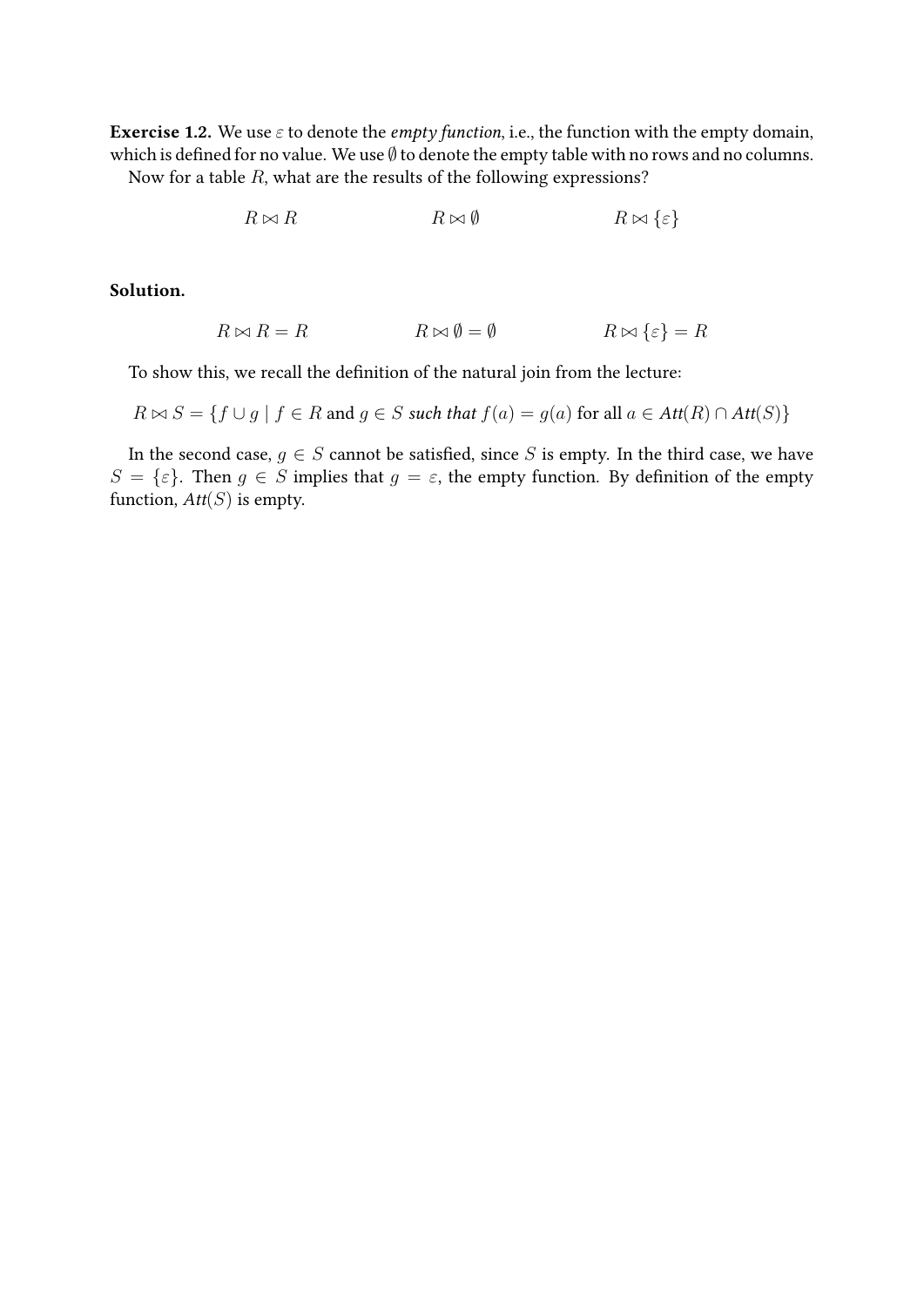**Exercise 1.2.** We use $\varepsilon$ to denote the *empty function*, i.e., the function with the empty domain, which is defined for no value. We use $\emptyset$ to denote the empty table with no rows and no columns.

Now for a table $R$, what are the results of the following expressions?

$$R \bowtie R \qquad\qquad R \bowtie \emptyset \qquad\qquad R \bowtie \{\varepsilon\}$$

**Solution.**

$$R \bowtie R = R \qquad\qquad R \bowtie \emptyset = \emptyset \qquad\qquad R \bowtie \{\varepsilon\} = R$$

To show this, we recall the definition of the natural join from the lecture:

$$R \bowtie S = \{f \cup g \mid f \in R \text{ and } g \in S \textit{ such that } f(a) = g(a) \text{ for all } a \in \mathit{Att}(R) \cap \mathit{Att}(S)\}$$

In the second case, $g \in S$ cannot be satisfied, since $S$ is empty. In the third case, we have $S = \{\varepsilon\}$. Then $g \in S$ implies that $g = \varepsilon$, the empty function. By definition of the empty function, $\mathit{Att}(S)$ is empty.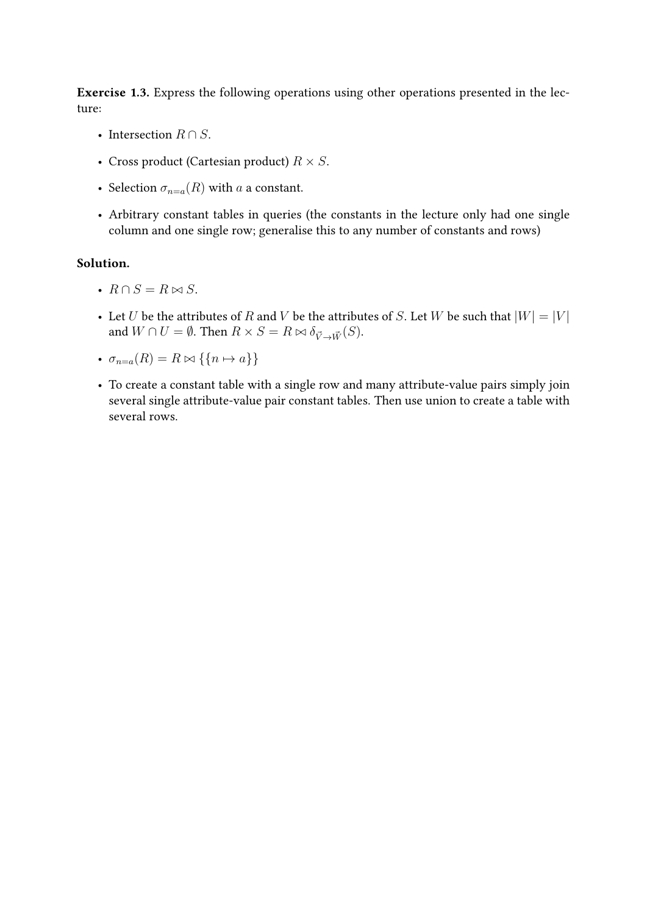**Exercise 1.3.** Express the following operations using other operations presented in the lecture:

- Intersection $R \cap S$.
- Cross product (Cartesian product) $R \times S$.
- Selection $\sigma_{n=a}(R)$ with $a$ a constant.
- Arbitrary constant tables in queries (the constants in the lecture only had one single column and one single row; generalise this to any number of constants and rows)

**Solution.**

- $R \cap S = R \bowtie S$.
- Let $U$ be the attributes of $R$ and $V$ be the attributes of $S$. Let $W$ be such that $|W| = |V|$ and $W \cap U = \emptyset$. Then $R \times S = R \bowtie \delta_{\vec{V} \to \vec{W}}(S)$.
- $\sigma_{n=a}(R) = R \bowtie \{\{n \mapsto a\}\}$
- To create a constant table with a single row and many attribute-value pairs simply join several single attribute-value pair constant tables. Then use union to create a table with several rows.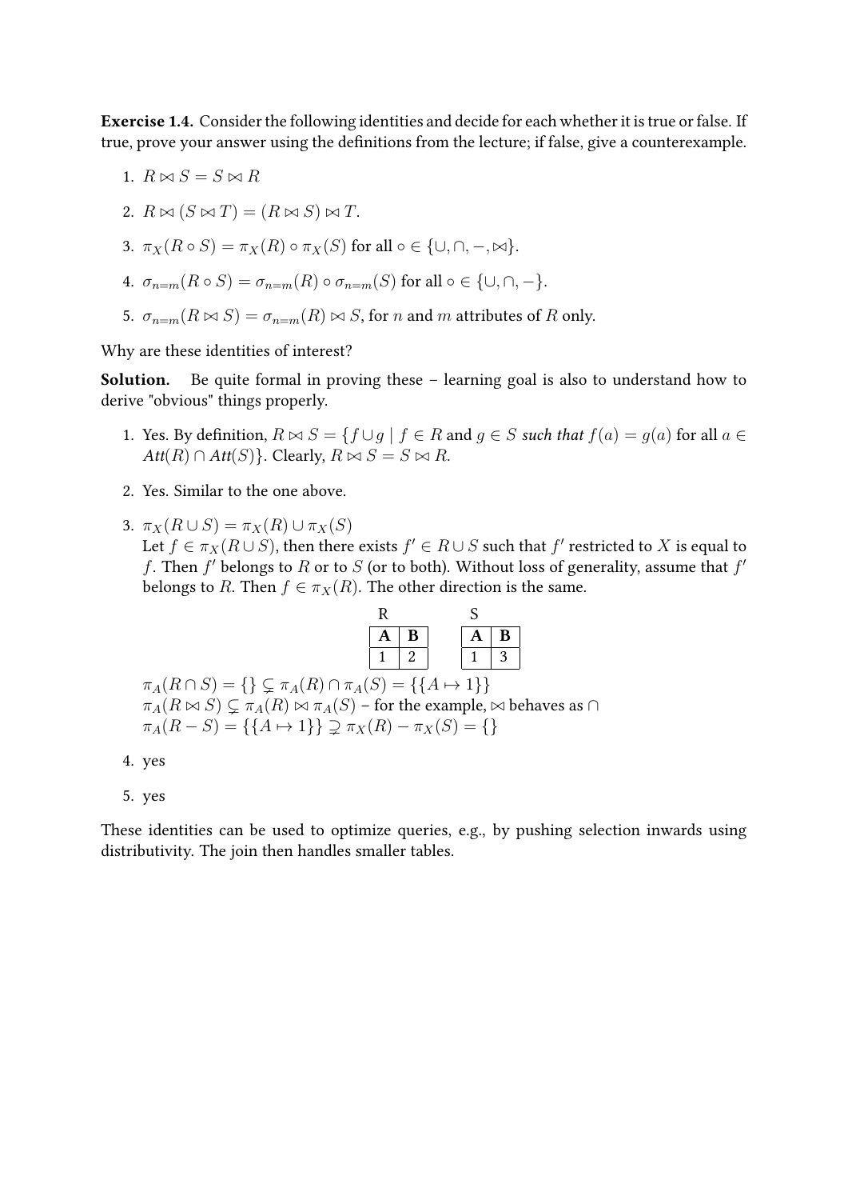**Exercise 1.4.** Consider the following identities and decide for each whether it is true or false. If true, prove your answer using the definitions from the lecture; if false, give a counterexample.

1. $R \bowtie S = S \bowtie R$
2. $R \bowtie (S \bowtie T) = (R \bowtie S) \bowtie T$.
3. $\pi_X(R \circ S) = \pi_X(R) \circ \pi_X(S)$ for all $\circ \in \{\cup, \cap, -, \bowtie\}$.
4. $\sigma_{n=m}(R \circ S) = \sigma_{n=m}(R) \circ \sigma_{n=m}(S)$ for all $\circ \in \{\cup, \cap, -\}$.
5. $\sigma_{n=m}(R \bowtie S) = \sigma_{n=m}(R) \bowtie S$, for $n$ and $m$ attributes of $R$ only.

Why are these identities of interest?

**Solution.** Be quite formal in proving these – learning goal is also to understand how to derive "obvious" things properly.

1. Yes. By definition, $R \bowtie S = \{f \cup g \mid f \in R$ and $g \in S$ *such that* $f(a) = g(a)$ for all $a \in$ *Att*$(R) \cap$ *Att*$(S)\}$. Clearly, $R \bowtie S = S \bowtie R$.
2. Yes. Similar to the one above.
3. $\pi_X(R \cup S) = \pi_X(R) \cup \pi_X(S)$
   Let $f \in \pi_X(R \cup S)$, then there exists $f' \in R \cup S$ such that $f'$ restricted to $X$ is equal to $f$. Then $f'$ belongs to $R$ or to $S$ (or to both). Without loss of generality, assume that $f'$ belongs to $R$. Then $f \in \pi_X(R)$. The other direction is the same.

   R

   | A | B |
   |---|---|
   | 1 | 2 |

   S

   | A | B |
   |---|---|
   | 1 | 3 |

   $\pi_A(R \cap S) = \{\} \subsetneq \pi_A(R) \cap \pi_A(S) = \{\{A \mapsto 1\}\}$
   $\pi_A(R \bowtie S) \subsetneq \pi_A(R) \bowtie \pi_A(S)$ – for the example, $\bowtie$ behaves as $\cap$
   $\pi_A(R - S) = \{\{A \mapsto 1\}\} \supsetneq \pi_X(R) - \pi_X(S) = \{\}$
4. yes
5. yes

These identities can be used to optimize queries, e.g., by pushing selection inwards using distributivity. The join then handles smaller tables.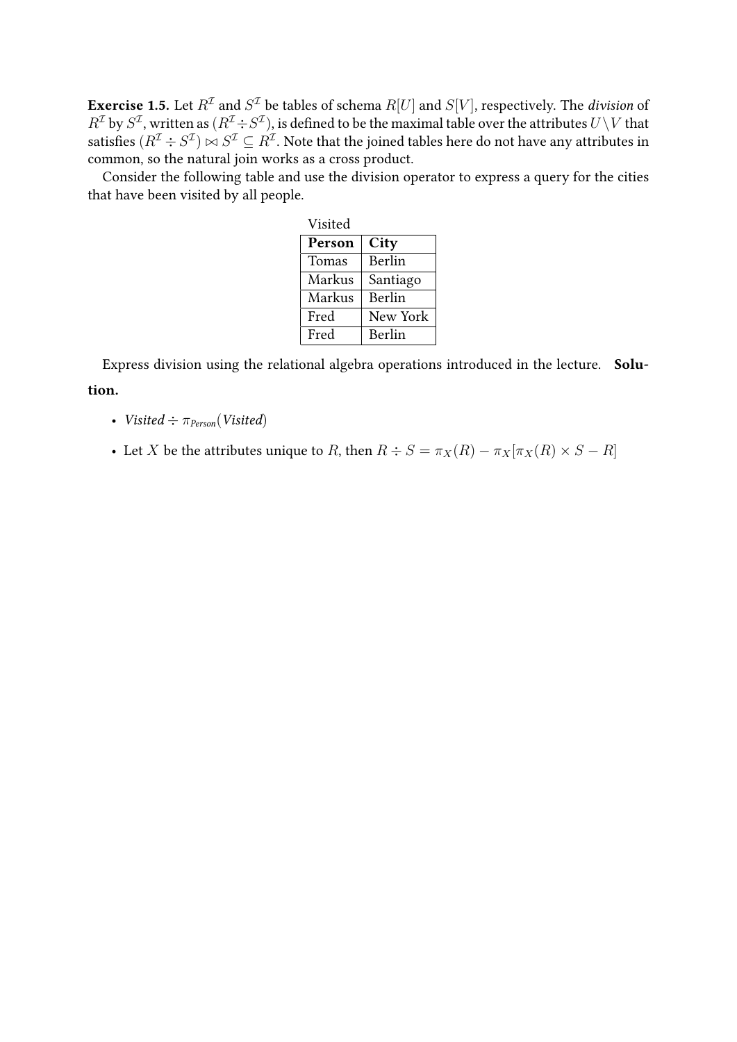**Exercise 1.5.** Let $R^{\mathcal{I}}$ and $S^{\mathcal{I}}$ be tables of schema $R[U]$ and $S[V]$, respectively. The *division* of $R^{\mathcal{I}}$ by $S^{\mathcal{I}}$, written as $(R^{\mathcal{I}} \div S^{\mathcal{I}})$, is defined to be the maximal table over the attributes $U \setminus V$ that satisfies $(R^{\mathcal{I}} \div S^{\mathcal{I}}) \bowtie S^{\mathcal{I}} \subseteq R^{\mathcal{I}}$. Note that the joined tables here do not have any attributes in common, so the natural join works as a cross product.

Consider the following table and use the division operator to express a query for the cities that have been visited by all people.

Visited

| **Person** | **City** |
|---|---|
| Tomas | Berlin |
| Markus | Santiago |
| Markus | Berlin |
| Fred | New York |
| Fred | Berlin |

Express division using the relational algebra operations introduced in the lecture. **Solution.**

- *Visited* $\div \pi_{\textit{Person}}(\textit{Visited})$
- Let $X$ be the attributes unique to $R$, then $R \div S = \pi_X(R) - \pi_X[\pi_X(R) \times S - R]$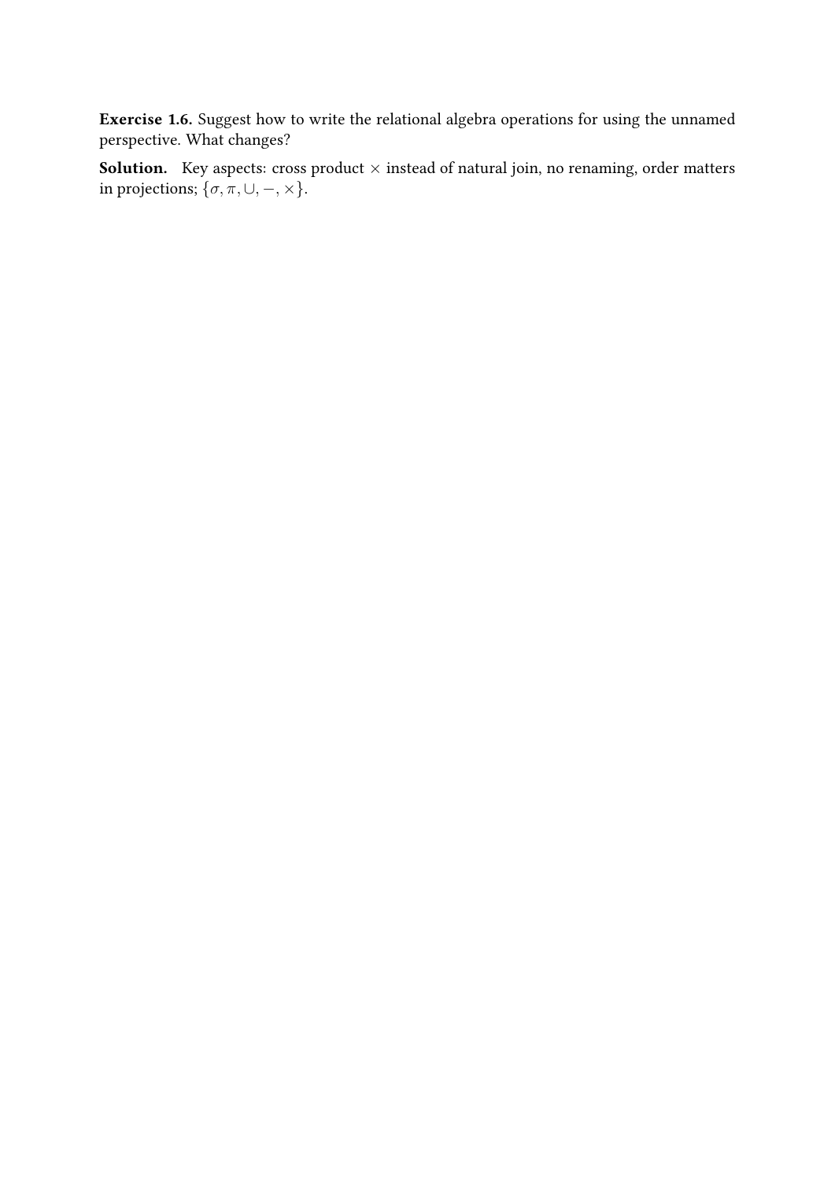**Exercise 1.6.** Suggest how to write the relational algebra operations for using the unnamed perspective. What changes?

**Solution.** Key aspects: cross product $\times$ instead of natural join, no renaming, order matters in projections; $\{\sigma, \pi, \cup, -, \times\}$.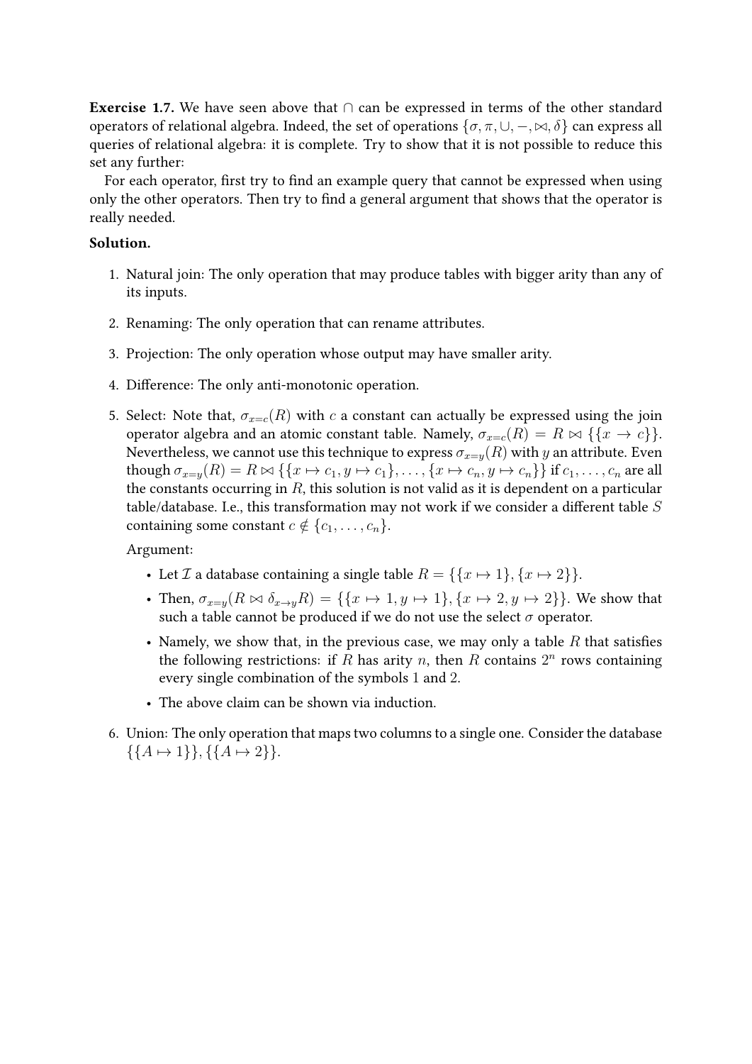**Exercise 1.7.** We have seen above that $\cap$ can be expressed in terms of the other standard operators of relational algebra. Indeed, the set of operations $\{\sigma, \pi, \cup, -, \bowtie, \delta\}$ can express all queries of relational algebra: it is complete. Try to show that it is not possible to reduce this set any further:

For each operator, first try to find an example query that cannot be expressed when using only the other operators. Then try to find a general argument that shows that the operator is really needed.

**Solution.**

1. Natural join: The only operation that may produce tables with bigger arity than any of its inputs.
2. Renaming: The only operation that can rename attributes.
3. Projection: The only operation whose output may have smaller arity.
4. Difference: The only anti-monotonic operation.
5. Select: Note that, $\sigma_{x=c}(R)$ with $c$ a constant can actually be expressed using the join operator algebra and an atomic constant table. Namely, $\sigma_{x=c}(R) = R \bowtie \{\{x \rightarrow c\}\}$. Nevertheless, we cannot use this technique to express $\sigma_{x=y}(R)$ with $y$ an attribute. Even though $\sigma_{x=y}(R) = R \bowtie \{\{x \mapsto c_1, y \mapsto c_1\}, \ldots, \{x \mapsto c_n, y \mapsto c_n\}\}$ if $c_1, \ldots, c_n$ are all the constants occurring in $R$, this solution is not valid as it is dependent on a particular table/database. I.e., this transformation may not work if we consider a different table $S$ containing some constant $c \notin \{c_1, \ldots, c_n\}$.

   Argument:

   - Let $\mathcal{I}$ a database containing a single table $R = \{\{x \mapsto 1\}, \{x \mapsto 2\}\}$.
   - Then, $\sigma_{x=y}(R \bowtie \delta_{x \rightarrow y} R) = \{\{x \mapsto 1, y \mapsto 1\}, \{x \mapsto 2, y \mapsto 2\}\}$. We show that such a table cannot be produced if we do not use the select $\sigma$ operator.
   - Namely, we show that, in the previous case, we may only a table $R$ that satisfies the following restrictions: if $R$ has arity $n$, then $R$ contains $2^n$ rows containing every single combination of the symbols 1 and 2.
   - The above claim can be shown via induction.
6. Union: The only operation that maps two columns to a single one. Consider the database $\{\{A \mapsto 1\}\}, \{\{A \mapsto 2\}\}$.